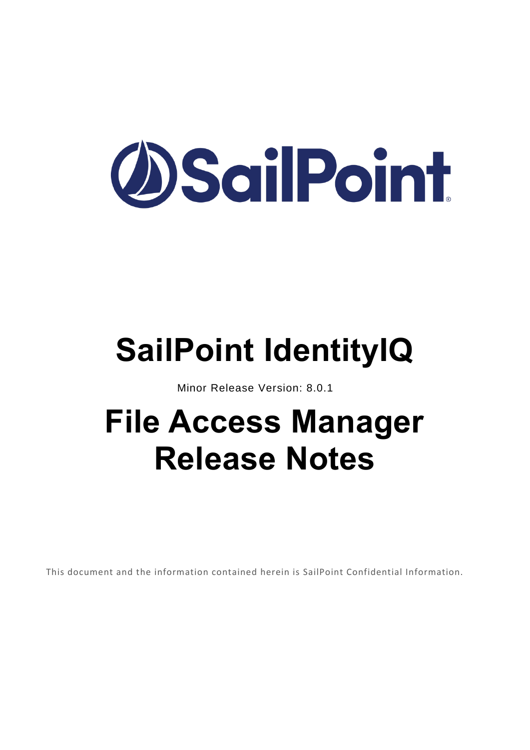# SailPoint IdentityIQ

Minor Release Version: 8.0.1

# File Access Manager Release Notes

This document and the information contained herein is SailPoint Confidential Information.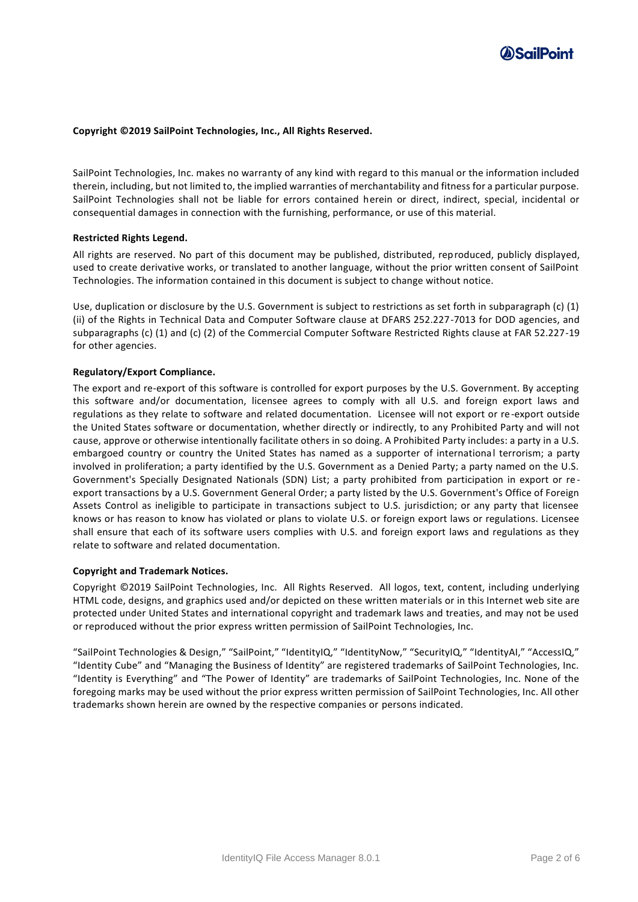**Copyright ©2019 SailPoint Technologies, Inc., All Rights Reserved.**

SailPoint Technologies, Inc. makes no warranty of any kind with regard to this manual or the information included therein, including, but not limited to, the implied warranties of merchantability and fitness for a particular purpose. SailPoint Technologies shall not be liable for errors contained herein or direct, indirect, special, incidental or consequential damages in connection with the furnishing, performance, or use of this material.

**Restricted Rights Legend.**

All rights are reserved. No part of this document may be published, distributed, reproduced, publicly displayed, used to create derivative works, or translated to another language, without the prior written consent of SailPoint Technologies. The information contained in this document is subject to change without notice.

Use, duplication or disclosure by the U.S. Government is subject to restrictions as set forth in subparagraph (c) (1) (ii) of the Rights in Technical Data and Computer Software clause at DFARS 252.227-7013 for DOD agencies, and subparagraphs (c) (1) and (c) (2) of the Commercial Computer Software Restricted Rights clause at FAR 52.227-19 for other agencies.

**Regulatory/Export Compliance.**

The export and re-export of this software is controlled for export purposes by the U.S. Government. By accepting this software and/or documentation, licensee agrees to comply with all U.S. and foreign export laws and regulations as they relate to software and related documentation. Licensee will not export or re-export outside the United States software or documentation, whether directly or indirectly, to any Prohibited Party and will not cause, approve or otherwise intentionally facilitate others in so doing. A Prohibited Party includes: a party in a U.S. embargoed country or country the United States has named as a supporter of international terrorism; a party involved in proliferation; a party identified by the U.S. Government as a Denied Party; a party named on the U.S. Government's Specially Designated Nationals (SDN) List; a party prohibited from participation in export or re-export transactions by a U.S. Government General Order; a party listed by the U.S. Government's Office of Foreign Assets Control as ineligible to participate in transactions subject to U.S. jurisdiction; or any party that licensee knows or has reason to know has violated or plans to violate U.S. or foreign export laws or regulations. Licensee shall ensure that each of its software users complies with U.S. and foreign export laws and regulations as they relate to software and related documentation.

**Copyright and Trademark Notices.**

Copyright ©2019 SailPoint Technologies, Inc. All Rights Reserved. All logos, text, content, including underlying HTML code, designs, and graphics used and/or depicted on these written materials or in this Internet web site are protected under United States and international copyright and trademark laws and treaties, and may not be used or reproduced without the prior express written permission of SailPoint Technologies, Inc.

"SailPoint Technologies & Design," "SailPoint," "IdentityIQ," "IdentityNow," "SecurityIQ," "IdentityAI," "AccessIQ," "Identity Cube" and "Managing the Business of Identity" are registered trademarks of SailPoint Technologies, Inc. "Identity is Everything" and "The Power of Identity" are trademarks of SailPoint Technologies, Inc. None of the foregoing marks may be used without the prior express written permission of SailPoint Technologies, Inc. All other trademarks shown herein are owned by the respective companies or persons indicated.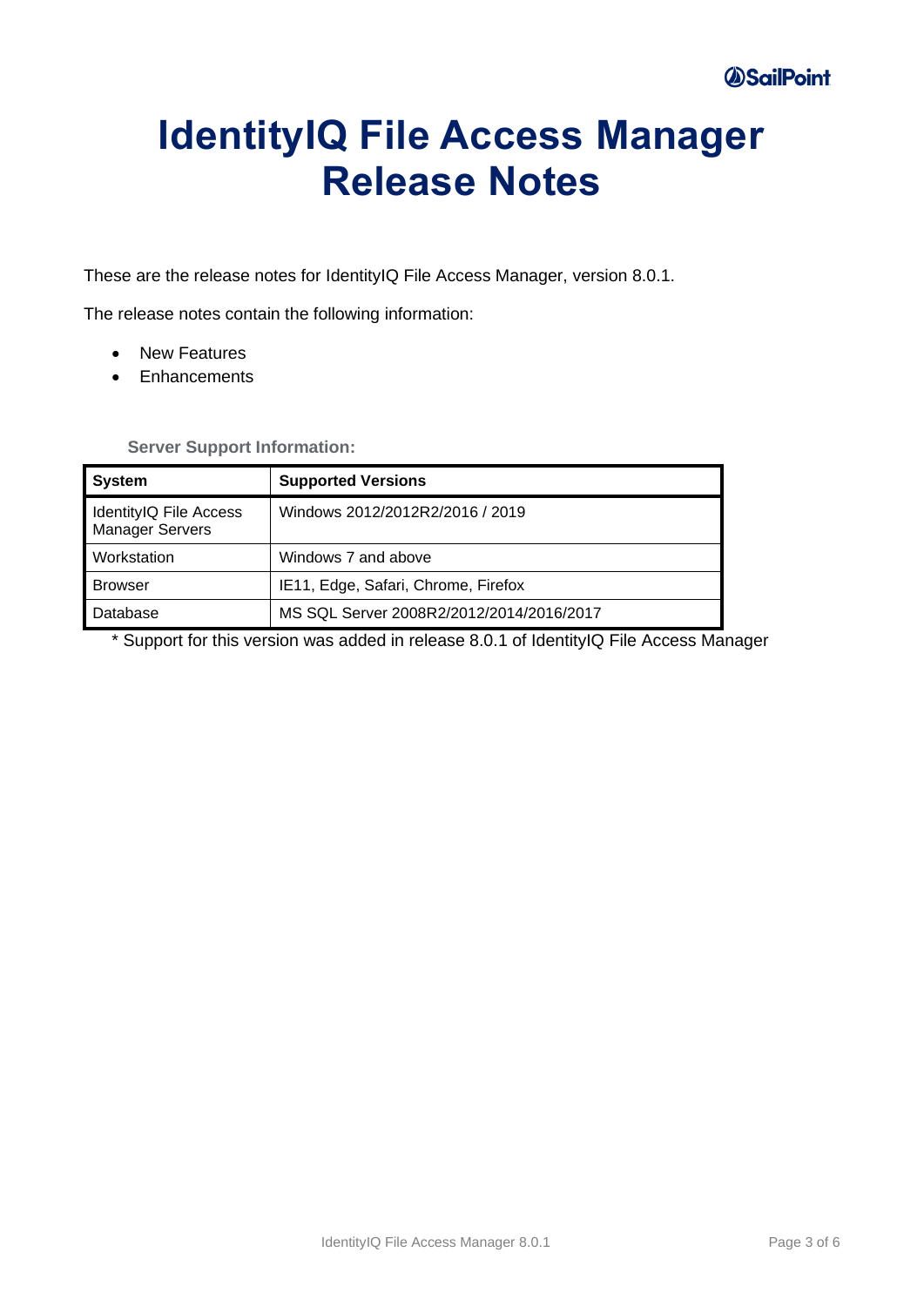# IdentityIQ File Access Manager Release Notes

These are the release notes for IdentityIQ File Access Manager, version 8.0.1.

The release notes contain the following information:

- New Features
- Enhancements

**Server Support Information:**

| System | Supported Versions |
|---|---|
| IdentityIQ File Access Manager Servers | Windows 2012/2012R2/2016 / 2019 |
| Workstation | Windows 7 and above |
| Browser | IE11, Edge, Safari, Chrome, Firefox |
| Database | MS SQL Server 2008R2/2012/2014/2016/2017 |

* Support for this version was added in release 8.0.1 of IdentityIQ File Access Manager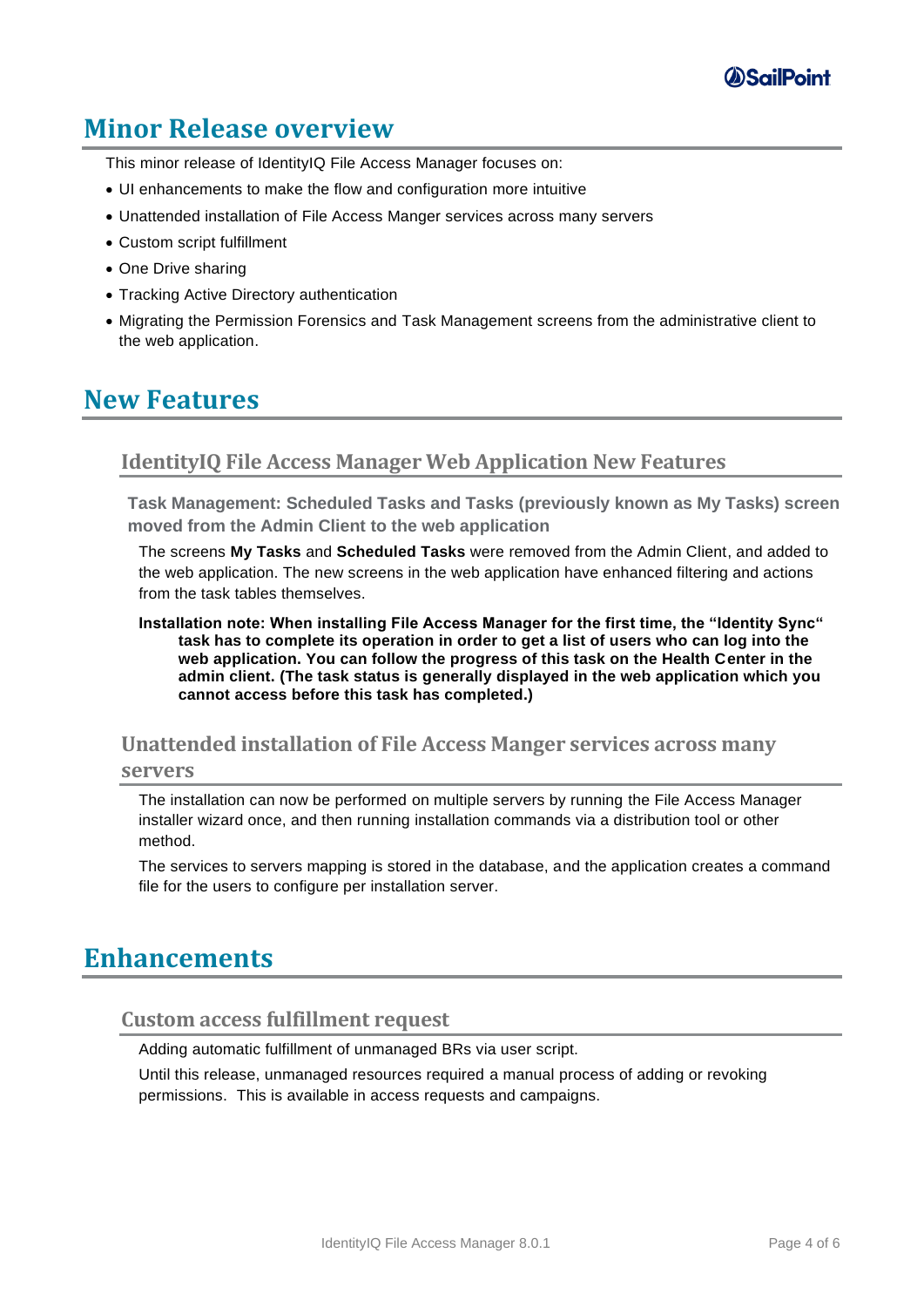# Minor Release overview

This minor release of IdentityIQ File Access Manager focuses on:

- UI enhancements to make the flow and configuration more intuitive
- Unattended installation of File Access Manger services across many servers
- Custom script fulfillment
- One Drive sharing
- Tracking Active Directory authentication
- Migrating the Permission Forensics and Task Management screens from the administrative client to the web application.

# New Features

## IdentityIQ File Access Manager Web Application New Features

### Task Management: Scheduled Tasks and Tasks (previously known as My Tasks) screen moved from the Admin Client to the web application

The screens **My Tasks** and **Scheduled Tasks** were removed from the Admin Client, and added to the web application. The new screens in the web application have enhanced filtering and actions from the task tables themselves.

**Installation note: When installing File Access Manager for the first time, the "Identity Sync" task has to complete its operation in order to get a list of users who can log into the web application. You can follow the progress of this task on the Health Center in the admin client. (The task status is generally displayed in the web application which you cannot access before this task has completed.)**

## Unattended installation of File Access Manger services across many servers

The installation can now be performed on multiple servers by running the File Access Manager installer wizard once, and then running installation commands via a distribution tool or other method.

The services to servers mapping is stored in the database, and the application creates a command file for the users to configure per installation server.

# Enhancements

## Custom access fulfillment request

Adding automatic fulfillment of unmanaged BRs via user script.

Until this release, unmanaged resources required a manual process of adding or revoking permissions. This is available in access requests and campaigns.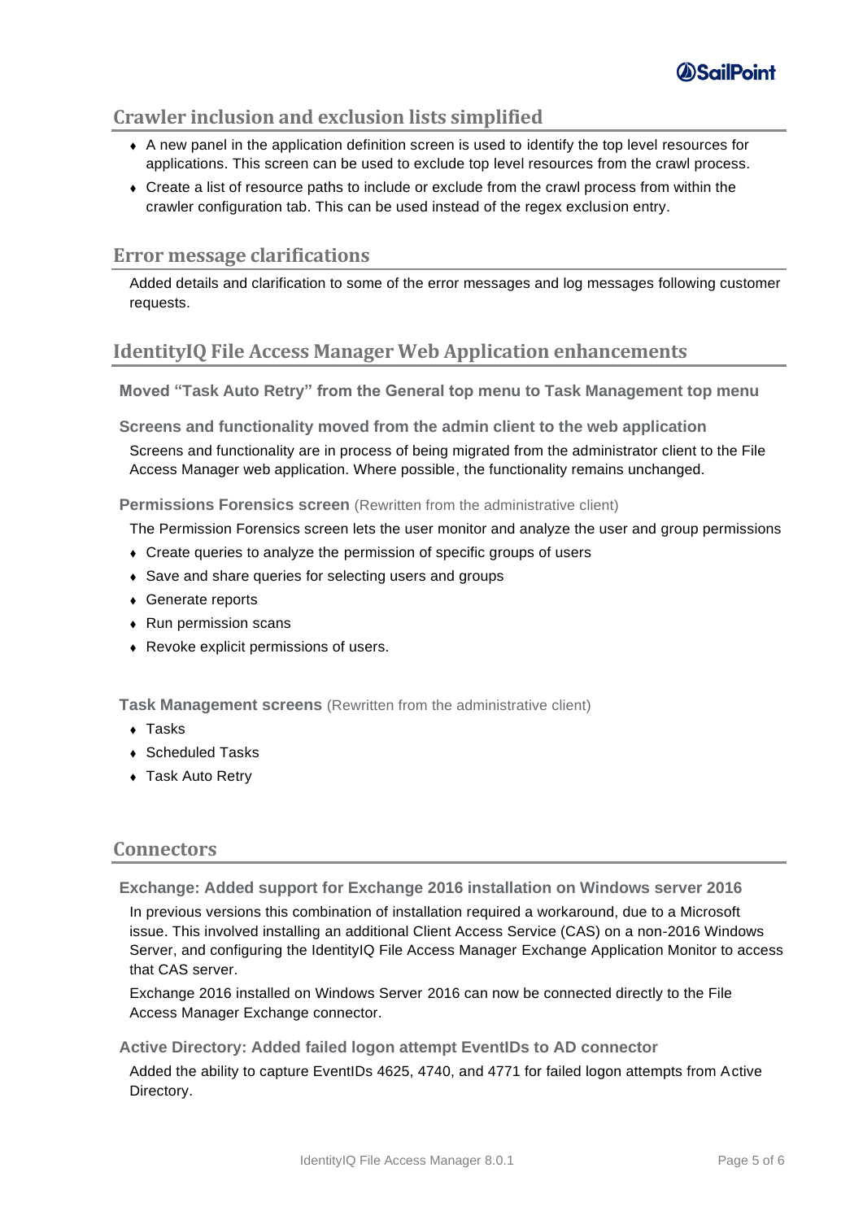## Crawler inclusion and exclusion lists simplified

- A new panel in the application definition screen is used to identify the top level resources for applications. This screen can be used to exclude top level resources from the crawl process.
- Create a list of resource paths to include or exclude from the crawl process from within the crawler configuration tab. This can be used instead of the regex exclusion entry.

## Error message clarifications

Added details and clarification to some of the error messages and log messages following customer requests.

## IdentityIQ File Access Manager Web Application enhancements

### Moved “Task Auto Retry” from the General top menu to Task Management top menu

### Screens and functionality moved from the admin client to the web application

Screens and functionality are in process of being migrated from the administrator client to the File Access Manager web application. Where possible, the functionality remains unchanged.

### Permissions Forensics screen (Rewritten from the administrative client)

The Permission Forensics screen lets the user monitor and analyze the user and group permissions

- Create queries to analyze the permission of specific groups of users
- Save and share queries for selecting users and groups
- Generate reports
- Run permission scans
- Revoke explicit permissions of users.

### Task Management screens (Rewritten from the administrative client)

- Tasks
- Scheduled Tasks
- Task Auto Retry

## Connectors

### Exchange: Added support for Exchange 2016 installation on Windows server 2016

In previous versions this combination of installation required a workaround, due to a Microsoft issue. This involved installing an additional Client Access Service (CAS) on a non-2016 Windows Server, and configuring the IdentityIQ File Access Manager Exchange Application Monitor to access that CAS server.

Exchange 2016 installed on Windows Server 2016 can now be connected directly to the File Access Manager Exchange connector.

### Active Directory: Added failed logon attempt EventIDs to AD connector

Added the ability to capture EventIDs 4625, 4740, and 4771 for failed logon attempts from Active Directory.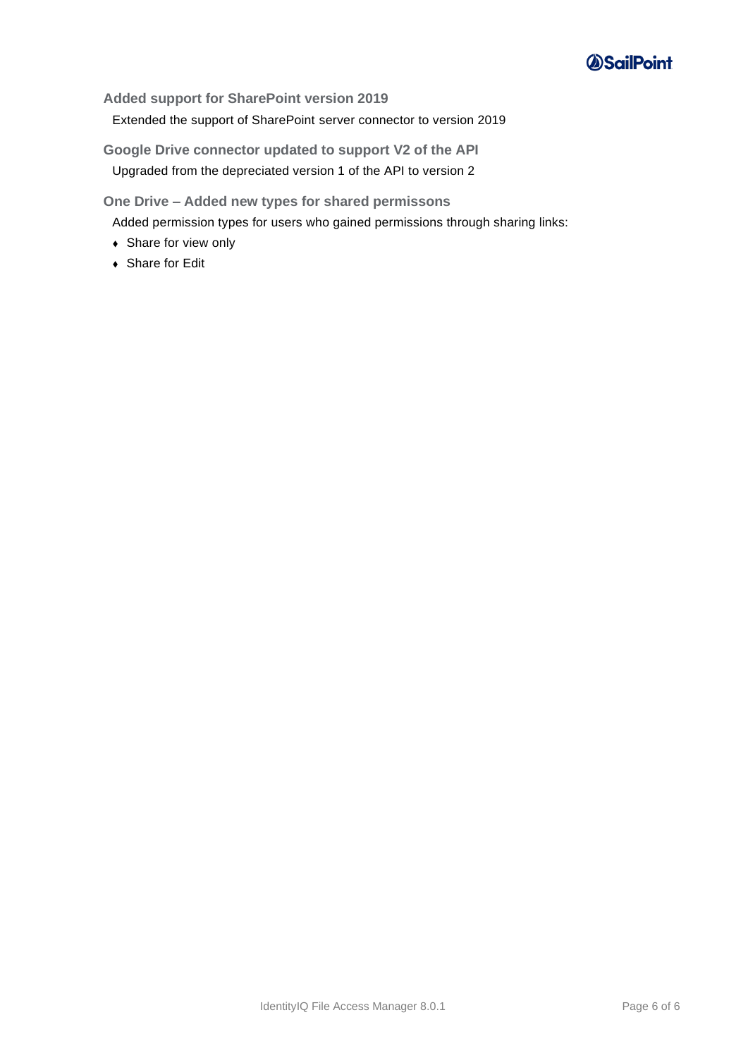### Added support for SharePoint version 2019

Extended the support of SharePoint server connector to version 2019

### Google Drive connector updated to support V2 of the API

Upgraded from the depreciated version 1 of the API to version 2

### One Drive – Added new types for shared permissons

Added permission types for users who gained permissions through sharing links:

- Share for view only
- Share for Edit